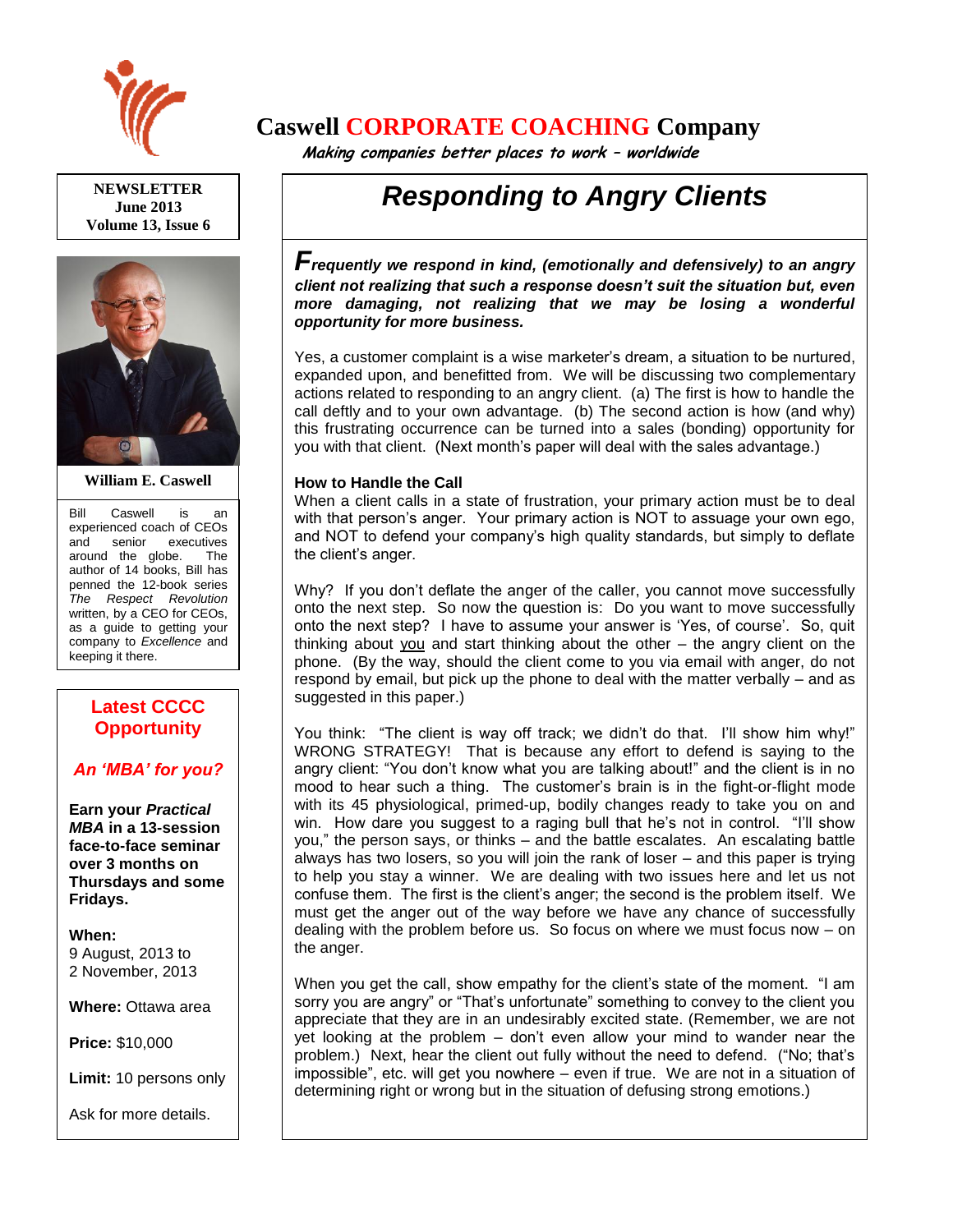# Caswell CORPORATE COACHING Company

*Making companies better places to work – worldwide*

**NEWSLETTER**
**June 2013**
**Volume 13, Issue 6**

**William E. Caswell**

Bill Caswell is an experienced coach of CEOs and senior executives around the globe. The author of 14 books, Bill has penned the 12-book series *The Respect Revolution* written, by a CEO for CEOs, as a guide to getting your company to *Excellence* and keeping it there.

## Latest CCCC Opportunity

***An 'MBA' for you?***

**Earn your *Practical MBA* in a 13-session face-to-face seminar over 3 months on Thursdays and some Fridays.**

**When:**
9 August, 2013 to
2 November, 2013

**Where:** Ottawa area

**Price:** $10,000

**Limit:** 10 persons only

Ask for more details.

# Responding to Angry Clients

***Frequently we respond in kind, (emotionally and defensively) to an angry client not realizing that such a response doesn't suit the situation but, even more damaging, not realizing that we may be losing a wonderful opportunity for more business.***

Yes, a customer complaint is a wise marketer's dream, a situation to be nurtured, expanded upon, and benefitted from. We will be discussing two complementary actions related to responding to an angry client. (a) The first is how to handle the call deftly and to your own advantage. (b) The second action is how (and why) this frustrating occurrence can be turned into a sales (bonding) opportunity for you with that client. (Next month's paper will deal with the sales advantage.)

**How to Handle the Call**

When a client calls in a state of frustration, your primary action must be to deal with that person's anger. Your primary action is NOT to assuage your own ego, and NOT to defend your company's high quality standards, but simply to deflate the client's anger.

Why? If you don't deflate the anger of the caller, you cannot move successfully onto the next step. So now the question is: Do you want to move successfully onto the next step? I have to assume your answer is 'Yes, of course'. So, quit thinking about you and start thinking about the other – the angry client on the phone. (By the way, should the client come to you via email with anger, do not respond by email, but pick up the phone to deal with the matter verbally – and as suggested in this paper.)

You think: "The client is way off track; we didn't do that. I'll show him why!" WRONG STRATEGY! That is because any effort to defend is saying to the angry client: "You don't know what you are talking about!" and the client is in no mood to hear such a thing. The customer's brain is in the fight-or-flight mode with its 45 physiological, primed-up, bodily changes ready to take you on and win. How dare you suggest to a raging bull that he's not in control. "I'll show you," the person says, or thinks – and the battle escalates. An escalating battle always has two losers, so you will join the rank of loser – and this paper is trying to help you stay a winner. We are dealing with two issues here and let us not confuse them. The first is the client's anger; the second is the problem itself. We must get the anger out of the way before we have any chance of successfully dealing with the problem before us. So focus on where we must focus now – on the anger.

When you get the call, show empathy for the client's state of the moment. "I am sorry you are angry" or "That's unfortunate" something to convey to the client you appreciate that they are in an undesirably excited state. (Remember, we are not yet looking at the problem – don't even allow your mind to wander near the problem.) Next, hear the client out fully without the need to defend. ("No; that's impossible", etc. will get you nowhere – even if true. We are not in a situation of determining right or wrong but in the situation of defusing strong emotions.)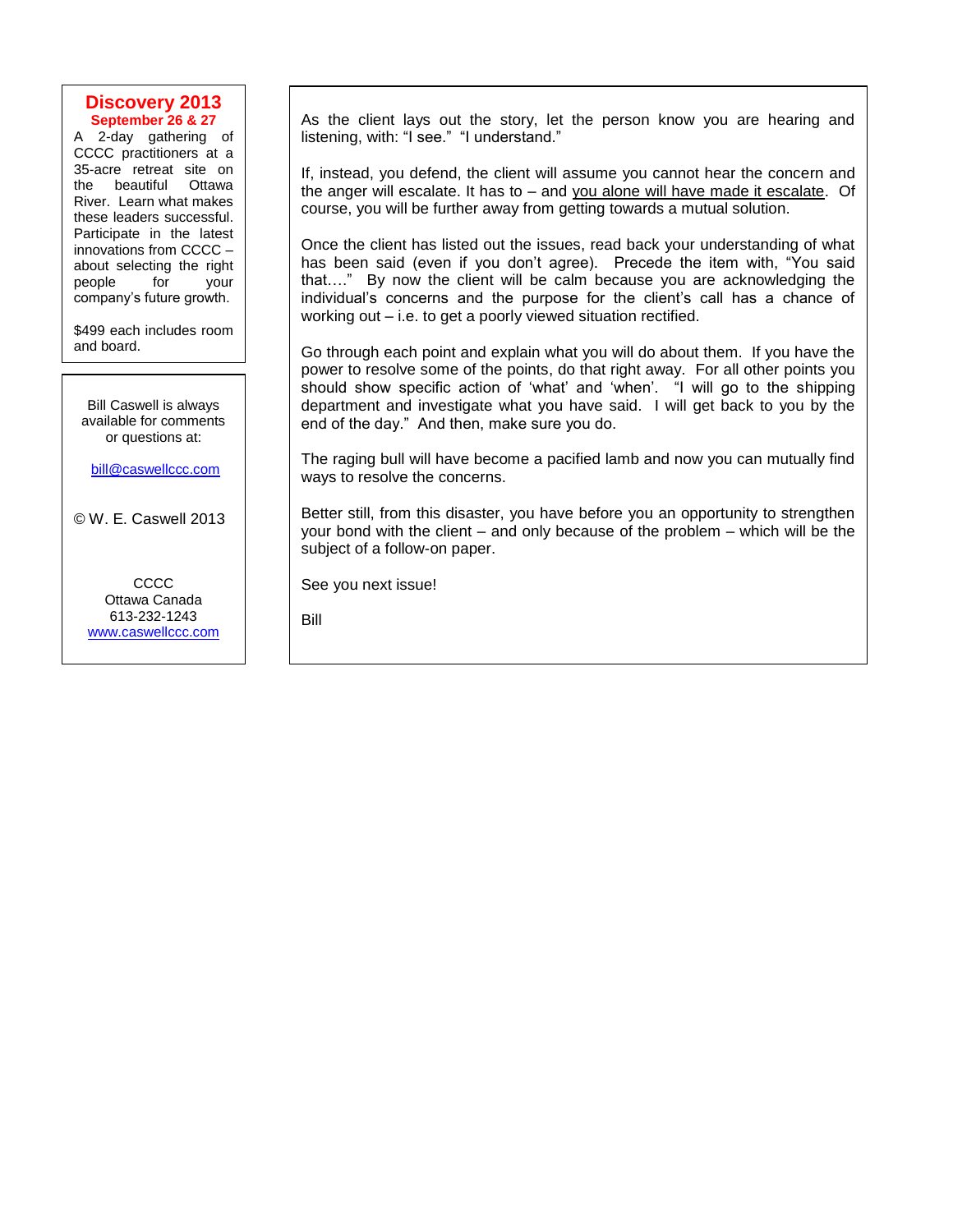## Discovery 2013

**September 26 & 27**

A 2-day gathering of CCCC practitioners at a 35-acre retreat site on the beautiful Ottawa River. Learn what makes these leaders successful. Participate in the latest innovations from CCCC – about selecting the right people for your company's future growth.

$499 each includes room and board.

Bill Caswell is always available for comments or questions at:

bill@caswellccc.com

© W. E. Caswell 2013

CCCC
Ottawa Canada
613-232-1243
www.caswellccc.com

As the client lays out the story, let the person know you are hearing and listening, with: "I see." "I understand."

If, instead, you defend, the client will assume you cannot hear the concern and the anger will escalate. It has to – and <u>you alone will have made it escalate</u>. Of course, you will be further away from getting towards a mutual solution.

Once the client has listed out the issues, read back your understanding of what has been said (even if you don't agree). Precede the item with, "You said that…." By now the client will be calm because you are acknowledging the individual's concerns and the purpose for the client's call has a chance of working out – i.e. to get a poorly viewed situation rectified.

Go through each point and explain what you will do about them. If you have the power to resolve some of the points, do that right away. For all other points you should show specific action of 'what' and 'when'. "I will go to the shipping department and investigate what you have said. I will get back to you by the end of the day." And then, make sure you do.

The raging bull will have become a pacified lamb and now you can mutually find ways to resolve the concerns.

Better still, from this disaster, you have before you an opportunity to strengthen your bond with the client – and only because of the problem – which will be the subject of a follow-on paper.

See you next issue!

Bill